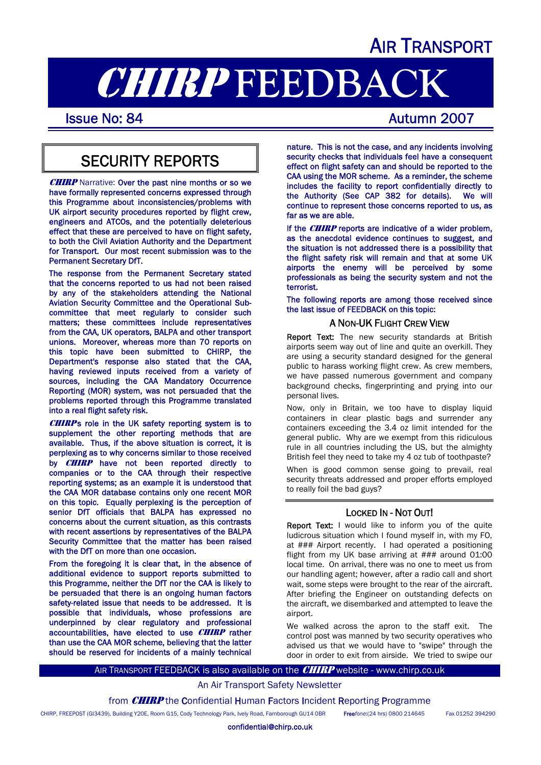# AIR TRANSPORT

# CHIRP FEEDBACK

Issue No: 84 Autumn 2007

## SECURITY REPORTS

***CHIRP*** Narrative: Over the past nine months or so we have formally represented concerns expressed through this Programme about inconsistencies/problems with UK airport security procedures reported by flight crew, engineers and ATCOs, and the potentially deleterious effect that these are perceived to have on flight safety, to both the Civil Aviation Authority and the Department for Transport. Our most recent submission was to the Permanent Secretary DfT.

The response from the Permanent Secretary stated that the concerns reported to us had not been raised by any of the stakeholders attending the National Aviation Security Committee and the Operational Sub-committee that meet regularly to consider such matters; these committees include representatives from the CAA, UK operators, BALPA and other transport unions. Moreover, whereas more than 70 reports on this topic have been submitted to CHIRP, the Department's response also stated that the CAA, having reviewed inputs received from a variety of sources, including the CAA Mandatory Occurrence Reporting (MOR) system, was not persuaded that the problems reported through this Programme translated into a real flight safety risk.

***CHIRP***s role in the UK safety reporting system is to supplement the other reporting methods that are available. Thus, if the above situation is correct, it is perplexing as to why concerns similar to those received by ***CHIRP*** have not been reported directly to companies or to the CAA through their respective reporting systems; as an example it is understood that the CAA MOR database contains only one recent MOR on this topic. Equally perplexing is the perception of senior DfT officials that BALPA has expressed no concerns about the current situation, as this contrasts with recent assertions by representatives of the BALPA Security Committee that the matter has been raised with the DfT on more than one occasion.

From the foregoing it is clear that, in the absence of additional evidence to support reports submitted to this Programme, neither the DfT nor the CAA is likely to be persuaded that there is an ongoing human factors safety-related issue that needs to be addressed. It is possible that individuals, whose professions are underpinned by clear regulatory and professional accountabilities, have elected to use ***CHIRP*** rather than use the CAA MOR scheme, believing that the latter should be reserved for incidents of a mainly technical nature. This is not the case, and any incidents involving security checks that individuals feel have a consequent effect on flight safety can and should be reported to the CAA using the MOR scheme. As a reminder, the scheme includes the facility to report confidentially directly to the Authority (See CAP 382 for details). We will continue to represent those concerns reported to us, as far as we are able.

If the ***CHIRP*** reports are indicative of a wider problem, as the anecdotal evidence continues to suggest, and the situation is not addressed there is a possibility that the flight safety risk will remain and that at some UK airports the enemy will be perceived by some professionals as being the security system and not the terrorist.

The following reports are among those received since the last issue of FEEDBACK on this topic:

### A NON-UK FLIGHT CREW VIEW

**Report Text:** The new security standards at British airports seem way out of line and quite an overkill. They are using a security standard designed for the general public to harass working flight crew. As crew members, we have passed numerous government and company background checks, fingerprinting and prying into our personal lives.

Now, only in Britain, we too have to display liquid containers in clear plastic bags and surrender any containers exceeding the 3.4 oz limit intended for the general public. Why are we exempt from this ridiculous rule in all countries including the US, but the almighty British feel they need to take my 4 oz tub of toothpaste?

When is good common sense going to prevail, real security threats addressed and proper efforts employed to really foil the bad guys?

### LOCKED IN - NOT OUT!

**Report Text:** I would like to inform you of the quite ludicrous situation which I found myself in, with my FO, at ### Airport recently. I had operated a positioning flight from my UK base arriving at ### around 01:00 local time. On arrival, there was no one to meet us from our handling agent; however, after a radio call and short wait, some steps were brought to the rear of the aircraft. After briefing the Engineer on outstanding defects on the aircraft, we disembarked and attempted to leave the airport.

We walked across the apron to the staff exit. The control post was manned by two security operatives who advised us that we would have to "swipe" through the door in order to exit from airside. We tried to swipe our

AIR TRANSPORT FEEDBACK is also available on the ***CHIRP*** website - www.chirp.co.uk

An Air Transport Safety Newsletter

from ***CHIRP*** the Confidential Human Factors Incident Reporting Programme

CHIRP, FREEPOST (GI3439), Building Y20E, Room G15, Cody Technology Park, Ively Road, Farnborough GU14 0BR Freefone:(24 hrs) 0800 214645 Fax 01252 394290

confidential@chirp.co.uk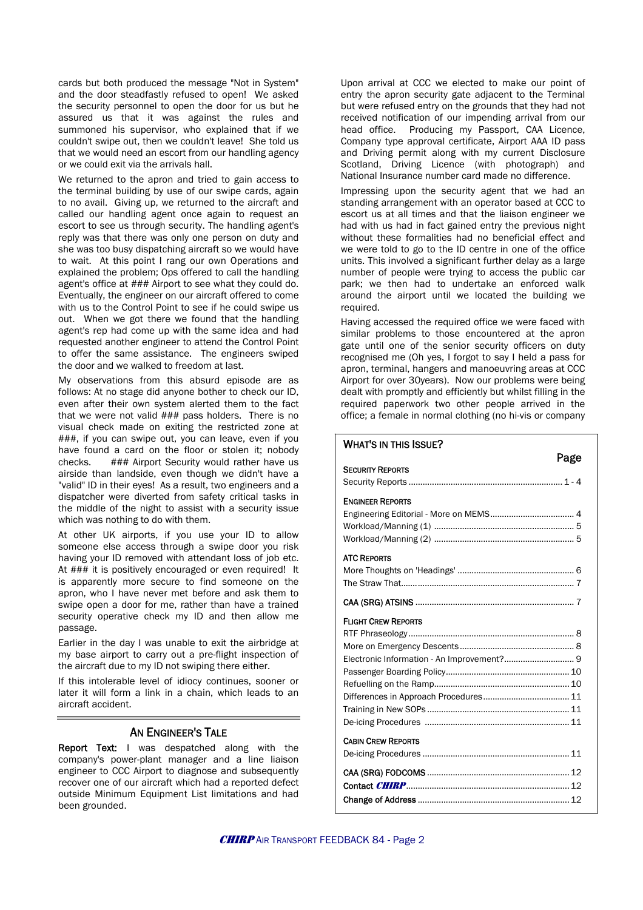cards but both produced the message "Not in System" and the door steadfastly refused to open! We asked the security personnel to open the door for us but he assured us that it was against the rules and summoned his supervisor, who explained that if we couldn't swipe out, then we couldn't leave! She told us that we would need an escort from our handling agency or we could exit via the arrivals hall.

We returned to the apron and tried to gain access to the terminal building by use of our swipe cards, again to no avail. Giving up, we returned to the aircraft and called our handling agent once again to request an escort to see us through security. The handling agent's reply was that there was only one person on duty and she was too busy dispatching aircraft so we would have to wait. At this point I rang our own Operations and explained the problem; Ops offered to call the handling agent's office at ### Airport to see what they could do. Eventually, the engineer on our aircraft offered to come with us to the Control Point to see if he could swipe us out. When we got there we found that the handling agent's rep had come up with the same idea and had requested another engineer to attend the Control Point to offer the same assistance. The engineers swiped the door and we walked to freedom at last.

My observations from this absurd episode are as follows: At no stage did anyone bother to check our ID, even after their own system alerted them to the fact that we were not valid ### pass holders. There is no visual check made on exiting the restricted zone at ###, if you can swipe out, you can leave, even if you have found a card on the floor or stolen it; nobody checks. ### Airport Security would rather have us airside than landside, even though we didn't have a "valid" ID in their eyes! As a result, two engineers and a dispatcher were diverted from safety critical tasks in the middle of the night to assist with a security issue which was nothing to do with them.

At other UK airports, if you use your ID to allow someone else access through a swipe door you risk having your ID removed with attendant loss of job etc. At ### it is positively encouraged or even required! It is apparently more secure to find someone on the apron, who I have never met before and ask them to swipe open a door for me, rather than have a trained security operative check my ID and then allow me passage.

Earlier in the day I was unable to exit the airbridge at my base airport to carry out a pre-flight inspection of the aircraft due to my ID not swiping there either.

If this intolerable level of idiocy continues, sooner or later it will form a link in a chain, which leads to an aircraft accident.

## AN ENGINEER'S TALE

**Report Text:** I was despatched along with the company's power-plant manager and a line liaison engineer to CCC Airport to diagnose and subsequently recover one of our aircraft which had a reported defect outside Minimum Equipment List limitations and had been grounded.

Upon arrival at CCC we elected to make our point of entry the apron security gate adjacent to the Terminal but were refused entry on the grounds that they had not received notification of our impending arrival from our head office. Producing my Passport, CAA Licence, Company type approval certificate, Airport AAA ID pass and Driving permit along with my current Disclosure Scotland, Driving Licence (with photograph) and National Insurance number card made no difference.

Impressing upon the security agent that we had an standing arrangement with an operator based at CCC to escort us at all times and that the liaison engineer we had with us had in fact gained entry the previous night without these formalities had no beneficial effect and we were told to go to the ID centre in one of the office units. This involved a significant further delay as a large number of people were trying to access the public car park; we then had to undertake an enforced walk around the airport until we located the building we required.

Having accessed the required office we were faced with similar problems to those encountered at the apron gate until one of the senior security officers on duty recognised me (Oh yes, I forgot to say I held a pass for apron, terminal, hangers and manoeuvring areas at CCC Airport for over 30years). Now our problems were being dealt with promptly and efficiently but whilst filling in the required paperwork two other people arrived in the office; a female in normal clothing (no hi-vis or company

## WHAT'S IN THIS ISSUE?

| | Page |
|---|---|
| **SECURITY REPORTS** | |
| Security Reports | 1 - 4 |
| **ENGINEER REPORTS** | |
| Engineering Editorial - More on MEMS | 4 |
| Workload/Manning (1) | 5 |
| Workload/Manning (2) | 5 |
| **ATC REPORTS** | |
| More Thoughts on 'Headings' | 6 |
| The Straw That | 7 |
| **CAA (SRG) ATSINS** | 7 |
| **FLIGHT CREW REPORTS** | |
| RTF Phraseology | 8 |
| More on Emergency Descents | 8 |
| Electronic Information - An Improvement? | 9 |
| Passenger Boarding Policy | 10 |
| Refuelling on the Ramp | 10 |
| Differences in Approach Procedures | 11 |
| Training in New SOPs | 11 |
| De-icing Procedures | 11 |
| **CABIN CREW REPORTS** | |
| De-icing Procedures | 11 |
| **CAA (SRG) FODCOMS** | 12 |
| **Contact *CHIRP*** | 12 |
| **Change of Address** | 12 |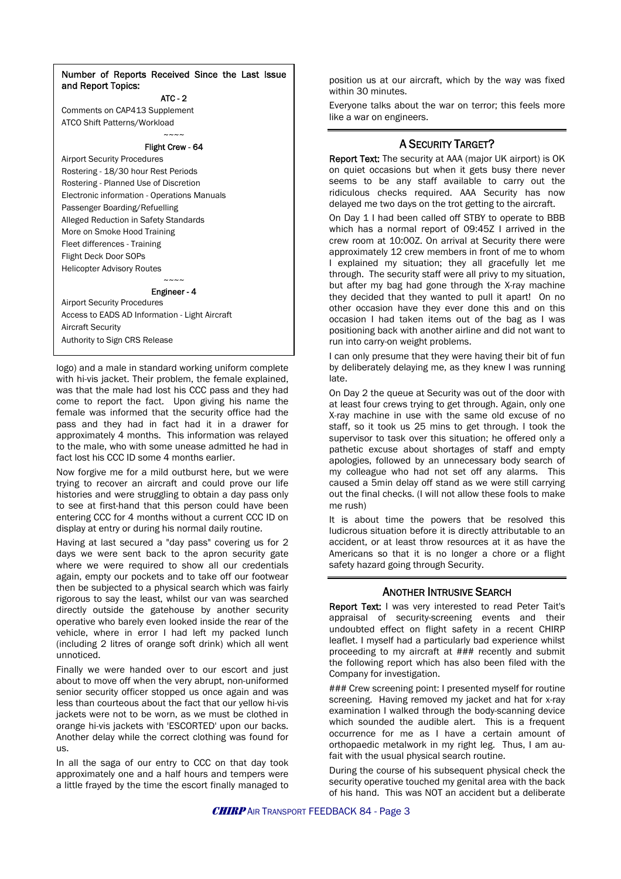**Number of Reports Received Since the Last Issue and Report Topics:**

**ATC - 2**

Comments on CAP413 Supplement
ATCO Shift Patterns/Workload

~~~~

**Flight Crew - 64**

Airport Security Procedures
Rostering - 18/30 hour Rest Periods
Rostering - Planned Use of Discretion
Electronic information - Operations Manuals
Passenger Boarding/Refuelling
Alleged Reduction in Safety Standards
More on Smoke Hood Training
Fleet differences - Training
Flight Deck Door SOPs
Helicopter Advisory Routes

~~~~

**Engineer - 4**

Airport Security Procedures
Access to EADS AD Information - Light Aircraft
Aircraft Security
Authority to Sign CRS Release

logo) and a male in standard working uniform complete with hi-vis jacket. Their problem, the female explained, was that the male had lost his CCC pass and they had come to report the fact. Upon giving his name the female was informed that the security office had the pass and they had in fact had it in a drawer for approximately 4 months. This information was relayed to the male, who with some unease admitted he had in fact lost his CCC ID some 4 months earlier.

Now forgive me for a mild outburst here, but we were trying to recover an aircraft and could prove our life histories and were struggling to obtain a day pass only to see at first-hand that this person could have been entering CCC for 4 months without a current CCC ID on display at entry or during his normal daily routine.

Having at last secured a "day pass" covering us for 2 days we were sent back to the apron security gate where we were required to show all our credentials again, empty our pockets and to take off our footwear then be subjected to a physical search which was fairly rigorous to say the least, whilst our van was searched directly outside the gatehouse by another security operative who barely even looked inside the rear of the vehicle, where in error I had left my packed lunch (including 2 litres of orange soft drink) which all went unnoticed.

Finally we were handed over to our escort and just about to move off when the very abrupt, non-uniformed senior security officer stopped us once again and was less than courteous about the fact that our yellow hi-vis jackets were not to be worn, as we must be clothed in orange hi-vis jackets with 'ESCORTED' upon our backs. Another delay while the correct clothing was found for us.

In all the saga of our entry to CCC on that day took approximately one and a half hours and tempers were a little frayed by the time the escort finally managed to position us at our aircraft, which by the way was fixed within 30 minutes.

Everyone talks about the war on terror; this feels more like a war on engineers.

## A SECURITY TARGET?

**Report Text:** The security at AAA (major UK airport) is OK on quiet occasions but when it gets busy there never seems to be any staff available to carry out the ridiculous checks required. AAA Security has now delayed me two days on the trot getting to the aircraft.

On Day 1 I had been called off STBY to operate to BBB which has a normal report of 09:45Z I arrived in the crew room at 10:00Z. On arrival at Security there were approximately 12 crew members in front of me to whom I explained my situation; they all gracefully let me through. The security staff were all privy to my situation, but after my bag had gone through the X-ray machine they decided that they wanted to pull it apart! On no other occasion have they ever done this and on this occasion I had taken items out of the bag as I was positioning back with another airline and did not want to run into carry-on weight problems.

I can only presume that they were having their bit of fun by deliberately delaying me, as they knew I was running late.

On Day 2 the queue at Security was out of the door with at least four crews trying to get through. Again, only one X-ray machine in use with the same old excuse of no staff, so it took us 25 mins to get through. I took the supervisor to task over this situation; he offered only a pathetic excuse about shortages of staff and empty apologies, followed by an unnecessary body search of my colleague who had not set off any alarms. This caused a 5min delay off stand as we were still carrying out the final checks. (I will not allow these fools to make me rush)

It is about time the powers that be resolved this ludicrous situation before it is directly attributable to an accident, or at least throw resources at it as have the Americans so that it is no longer a chore or a flight safety hazard going through Security.

## ANOTHER INTRUSIVE SEARCH

**Report Text:** I was very interested to read Peter Tait's appraisal of security-screening events and their undoubted effect on flight safety in a recent CHIRP leaflet. I myself had a particularly bad experience whilst proceeding to my aircraft at ### recently and submit the following report which has also been filed with the Company for investigation.

### Crew screening point: I presented myself for routine screening. Having removed my jacket and hat for x-ray examination I walked through the body-scanning device which sounded the audible alert. This is a frequent occurrence for me as I have a certain amount of orthopaedic metalwork in my right leg. Thus, I am au-fait with the usual physical search routine.

During the course of his subsequent physical check the security operative touched my genital area with the back of his hand. This was NOT an accident but a deliberate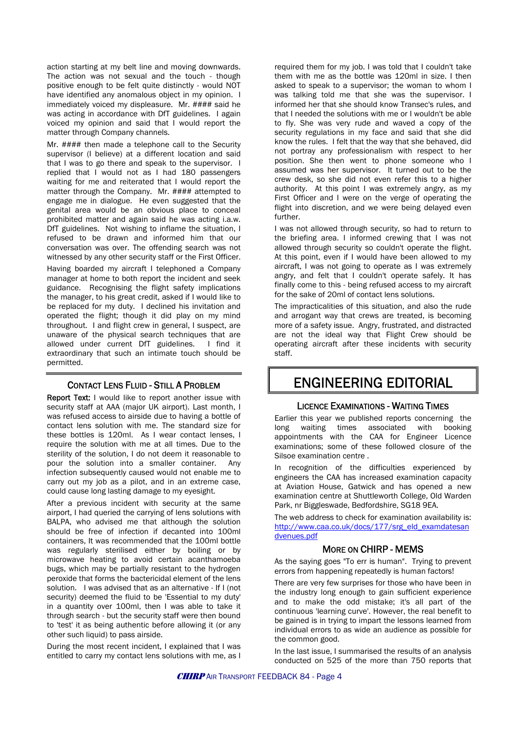action starting at my belt line and moving downwards. The action was not sexual and the touch - though positive enough to be felt quite distinctly - would NOT have identified any anomalous object in my opinion. I immediately voiced my displeasure. Mr. #### said he was acting in accordance with DfT guidelines. I again voiced my opinion and said that I would report the matter through Company channels.

Mr. #### then made a telephone call to the Security supervisor (I believe) at a different location and said that I was to go there and speak to the supervisor. I replied that I would not as I had 180 passengers waiting for me and reiterated that I would report the matter through the Company. Mr. #### attempted to engage me in dialogue. He even suggested that the genital area would be an obvious place to conceal prohibited matter and again said he was acting i.a.w. DfT guidelines. Not wishing to inflame the situation, I refused to be drawn and informed him that our conversation was over. The offending search was not witnessed by any other security staff or the First Officer.

Having boarded my aircraft I telephoned a Company manager at home to both report the incident and seek guidance. Recognising the flight safety implications the manager, to his great credit, asked if I would like to be replaced for my duty. I declined his invitation and operated the flight; though it did play on my mind throughout. I and flight crew in general, I suspect, are unaware of the physical search techniques that are allowed under current DfT guidelines. I find it extraordinary that such an intimate touch should be permitted.

## Contact Lens Fluid - Still A Problem

**Report Text:** I would like to report another issue with security staff at AAA (major UK airport). Last month, I was refused access to airside due to having a bottle of contact lens solution with me. The standard size for these bottles is 120ml. As I wear contact lenses, I require the solution with me at all times. Due to the sterility of the solution, I do not deem it reasonable to pour the solution into a smaller container. Any infection subsequently caused would not enable me to carry out my job as a pilot, and in an extreme case, could cause long lasting damage to my eyesight.

After a previous incident with security at the same airport, I had queried the carrying of lens solutions with BALPA, who advised me that although the solution should be free of infection if decanted into 100ml containers, It was recommended that the 100ml bottle was regularly sterilised either by boiling or by microwave heating to avoid certain acanthamoeba bugs, which may be partially resistant to the hydrogen peroxide that forms the bactericidal element of the lens solution. I was advised that as an alternative - If I (not security) deemed the fluid to be 'Essential to my duty' in a quantity over 100ml, then I was able to take it through search - but the security staff were then bound to 'test' it as being authentic before allowing it (or any other such liquid) to pass airside.

During the most recent incident, I explained that I was entitled to carry my contact lens solutions with me, as I required them for my job. I was told that I couldn't take them with me as the bottle was 120ml in size. I then asked to speak to a supervisor; the woman to whom I was talking told me that she was the supervisor. I informed her that she should know Transec's rules, and that I needed the solutions with me or I wouldn't be able to fly. She was very rude and waved a copy of the security regulations in my face and said that she did know the rules. I felt that the way that she behaved, did not portray any professionalism with respect to her position. She then went to phone someone who I assumed was her supervisor. It turned out to be the crew desk, so she did not even refer this to a higher authority. At this point I was extremely angry, as my First Officer and I were on the verge of operating the flight into discretion, and we were being delayed even further.

I was not allowed through security, so had to return to the briefing area. I informed crewing that I was not allowed through security so couldn't operate the flight. At this point, even if I would have been allowed to my aircraft, I was not going to operate as I was extremely angry, and felt that I couldn't operate safely. It has finally come to this - being refused access to my aircraft for the sake of 20ml of contact lens solutions.

The impracticalities of this situation, and also the rude and arrogant way that crews are treated, is becoming more of a safety issue. Angry, frustrated, and distracted are not the ideal way that Flight Crew should be operating aircraft after these incidents with security staff.

# ENGINEERING EDITORIAL

## Licence Examinations - Waiting Times

Earlier this year we published reports concerning the long waiting times associated with booking appointments with the CAA for Engineer Licence examinations; some of these followed closure of the Silsoe examination centre .

In recognition of the difficulties experienced by engineers the CAA has increased examination capacity at Aviation House, Gatwick and has opened a new examination centre at Shuttleworth College, Old Warden Park, nr Biggleswade, Bedfordshire, SG18 9EA.

The web address to check for examination availability is: http://www.caa.co.uk/docs/177/srg_eld_examdatesandvenues.pdf

## More on CHIRP - MEMS

As the saying goes "To err is human". Trying to prevent errors from happening repeatedly is human factors!

There are very few surprises for those who have been in the industry long enough to gain sufficient experience and to make the odd mistake; it's all part of the continuous 'learning curve'. However, the real benefit to be gained is in trying to impart the lessons learned from individual errors to as wide an audience as possible for the common good.

In the last issue, I summarised the results of an analysis conducted on 525 of the more than 750 reports that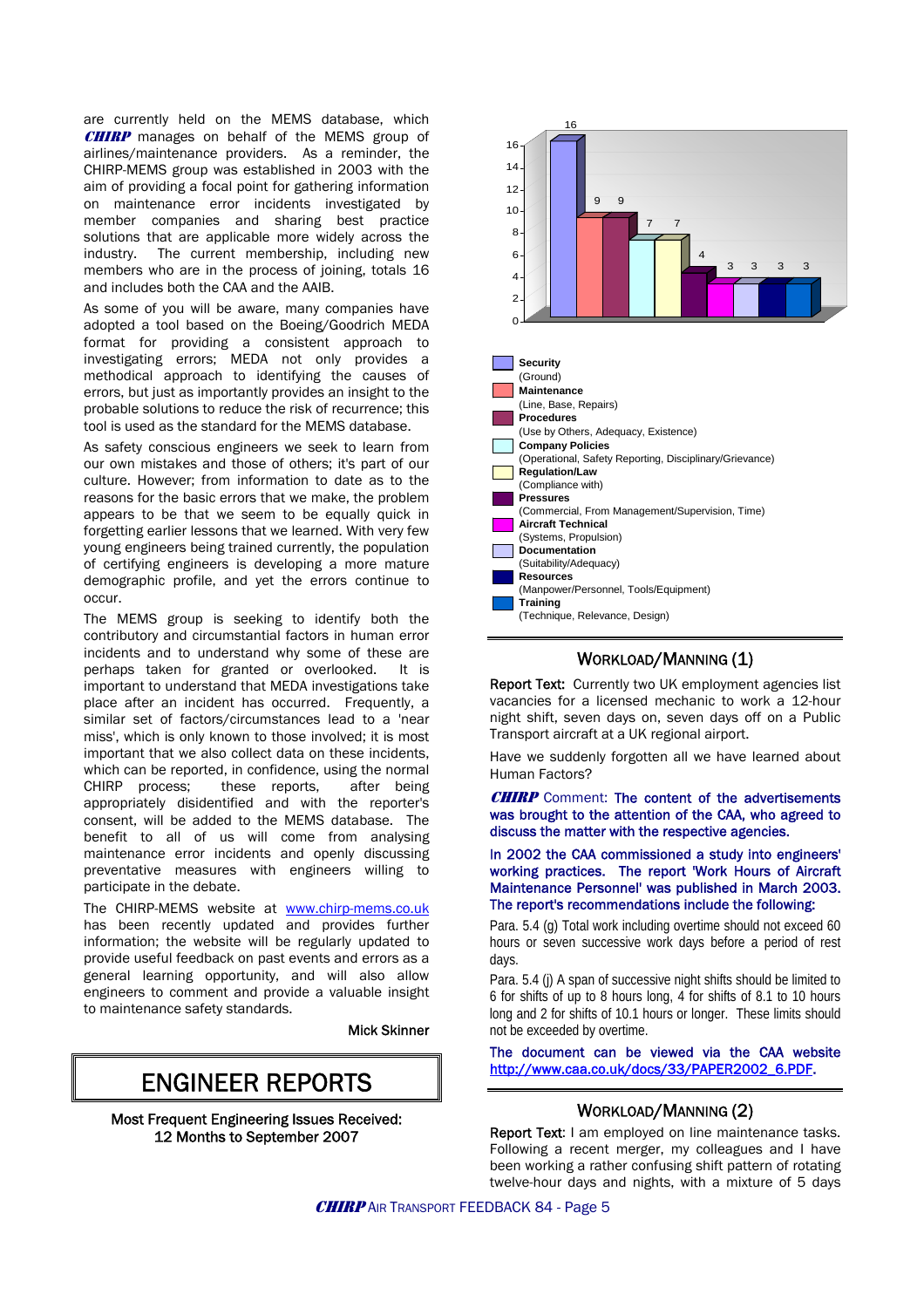are currently held on the MEMS database, which *CHIRP* manages on behalf of the MEMS group of airlines/maintenance providers. As a reminder, the CHIRP-MEMS group was established in 2003 with the aim of providing a focal point for gathering information on maintenance error incidents investigated by member companies and sharing best practice solutions that are applicable more widely across the industry. The current membership, including new members who are in the process of joining, totals 16 and includes both the CAA and the AAIB.

As some of you will be aware, many companies have adopted a tool based on the Boeing/Goodrich MEDA format for providing a consistent approach to investigating errors; MEDA not only provides a methodical approach to identifying the causes of errors, but just as importantly provides an insight to the probable solutions to reduce the risk of recurrence; this tool is used as the standard for the MEMS database.

As safety conscious engineers we seek to learn from our own mistakes and those of others; it's part of our culture. However; from information to date as to the reasons for the basic errors that we make, the problem appears to be that we seem to be equally quick in forgetting earlier lessons that we learned. With very few young engineers being trained currently, the population of certifying engineers is developing a more mature demographic profile, and yet the errors continue to occur.

The MEMS group is seeking to identify both the contributory and circumstantial factors in human error incidents and to understand why some of these are perhaps taken for granted or overlooked. It is important to understand that MEDA investigations take place after an incident has occurred. Frequently, a similar set of factors/circumstances lead to a 'near miss', which is only known to those involved; it is most important that we also collect data on these incidents, which can be reported, in confidence, using the normal CHIRP process; these reports, after being appropriately disidentified and with the reporter's consent, will be added to the MEMS database. The benefit to all of us will come from analysing maintenance error incidents and openly discussing preventative measures with engineers willing to participate in the debate.

The CHIRP-MEMS website at www.chirp-mems.co.uk has been recently updated and provides further information; the website will be regularly updated to provide useful feedback on past events and errors as a general learning opportunity, and will also allow engineers to comment and provide a valuable insight to maintenance safety standards.

Mick Skinner

# ENGINEER REPORTS

**Most Frequent Engineering Issues Received: 12 Months to September 2007**

| Issue | Number |
|---|---|
| **Security** (Ground) | 16 |
| **Maintenance** (Line, Base, Repairs) | 9 |
| **Procedures** (Use by Others, Adequacy, Existence) | 9 |
| **Company Policies** (Operational, Safety Reporting, Disciplinary/Grievance) | 7 |
| **Regulation/Law** (Compliance with) | 7 |
| **Pressures** (Commercial, From Management/Supervision, Time) | 4 |
| **Aircraft Technical** (Systems, Propulsion) | 3 |
| **Documentation** (Suitability/Adequacy) | 3 |
| **Resources** (Manpower/Personnel, Tools/Equipment) | 3 |
| **Training** (Technique, Relevance, Design) | 3 |

## WORKLOAD/MANNING (1)

**Report Text:** Currently two UK employment agencies list vacancies for a licensed mechanic to work a 12-hour night shift, seven days on, seven days off on a Public Transport aircraft at a UK regional airport.

Have we suddenly forgotten all we have learned about Human Factors?

*CHIRP* Comment: **The content of the advertisements was brought to the attention of the CAA, who agreed to discuss the matter with the respective agencies.**

**In 2002 the CAA commissioned a study into engineers' working practices. The report 'Work Hours of Aircraft Maintenance Personnel' was published in March 2003. The report's recommendations include the following:**

Para. 5.4 (g) Total work including overtime should not exceed 60 hours or seven successive work days before a period of rest days.

Para. 5.4 (j) A span of successive night shifts should be limited to 6 for shifts of up to 8 hours long, 4 for shifts of 8.1 to 10 hours long and 2 for shifts of 10.1 hours or longer. These limits should not be exceeded by overtime.

**The document can be viewed via the CAA website http://www.caa.co.uk/docs/33/PAPER2002_6.PDF.**

## WORKLOAD/MANNING (2)

**Report Text:** I am employed on line maintenance tasks. Following a recent merger, my colleagues and I have been working a rather confusing shift pattern of rotating twelve-hour days and nights, with a mixture of 5 days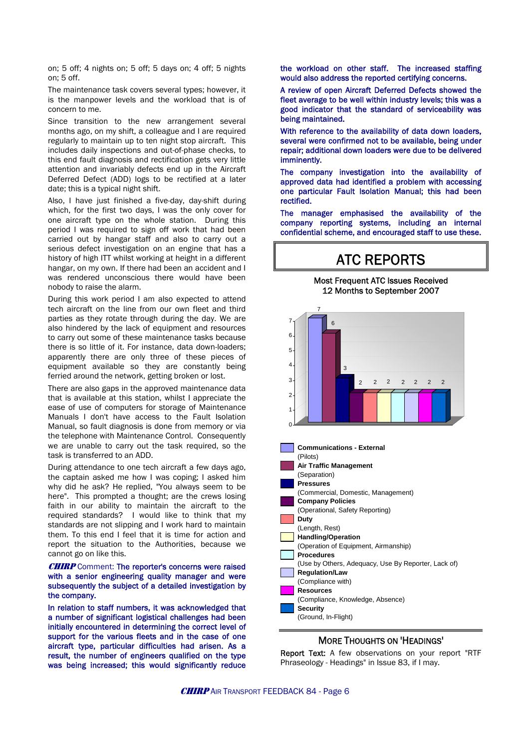on; 5 off; 4 nights on; 5 off; 5 days on; 4 off; 5 nights on; 5 off.

The maintenance task covers several types; however, it is the manpower levels and the workload that is of concern to me.

Since transition to the new arrangement several months ago, on my shift, a colleague and I are required regularly to maintain up to ten night stop aircraft. This includes daily inspections and out-of-phase checks, to this end fault diagnosis and rectification gets very little attention and invariably defects end up in the Aircraft Deferred Defect (ADD) logs to be rectified at a later date; this is a typical night shift.

Also, I have just finished a five-day, day-shift during which, for the first two days, I was the only cover for one aircraft type on the whole station. During this period I was required to sign off work that had been carried out by hangar staff and also to carry out a serious defect investigation on an engine that has a history of high ITT whilst working at height in a different hangar, on my own. If there had been an accident and I was rendered unconscious there would have been nobody to raise the alarm.

During this work period I am also expected to attend tech aircraft on the line from our own fleet and third parties as they rotate through during the day. We are also hindered by the lack of equipment and resources to carry out some of these maintenance tasks because there is so little of it. For instance, data down-loaders; apparently there are only three of these pieces of equipment available so they are constantly being ferried around the network, getting broken or lost.

There are also gaps in the approved maintenance data that is available at this station, whilst I appreciate the ease of use of computers for storage of Maintenance Manuals I don't have access to the Fault Isolation Manual, so fault diagnosis is done from memory or via the telephone with Maintenance Control. Consequently we are unable to carry out the task required, so the task is transferred to an ADD.

During attendance to one tech aircraft a few days ago, the captain asked me how I was coping; I asked him why did he ask? He replied, "You always seem to be here". This prompted a thought; are the crews losing faith in our ability to maintain the aircraft to the required standards? I would like to think that my standards are not slipping and I work hard to maintain them. To this end I feel that it is time for action and report the situation to the Authorities, because we cannot go on like this.

***CHIRP*** Comment: **The reporter's concerns were raised with a senior engineering quality manager and were subsequently the subject of a detailed investigation by the company.**

**In relation to staff numbers, it was acknowledged that a number of significant logistical challenges had been initially encountered in determining the correct level of support for the various fleets and in the case of one aircraft type, particular difficulties had arisen. As a result, the number of engineers qualified on the type was being increased; this would significantly reduce the workload on other staff. The increased staffing would also address the reported certifying concerns.**

**A review of open Aircraft Deferred Defects showed the fleet average to be well within industry levels; this was a good indicator that the standard of serviceability was being maintained.**

**With reference to the availability of data down loaders, several were confirmed not to be available, being under repair; additional down loaders were due to be delivered imminently.**

**The company investigation into the availability of approved data had identified a problem with accessing one particular Fault Isolation Manual; this had been rectified.**

**The manager emphasised the availability of the company reporting systems, including an internal confidential scheme, and encouraged staff to use these.**

# ATC REPORTS

Most Frequent ATC Issues Received
12 Months to September 2007

| Issue | Number |
|---|---|
| **Communications - External** (Pilots) | 7 |
| **Air Traffic Management** (Separation) | 6 |
| **Pressures** (Commercial, Domestic, Management) | 3 |
| **Company Policies** (Operational, Safety Reporting) | 2 |
| **Duty** (Length, Rest) | 2 |
| **Handling/Operation** (Operation of Equipment, Airmanship) | 2 |
| **Procedures** (Use by Others, Adequacy, Use By Reporter, Lack of) | 2 |
| **Regulation/Law** (Compliance with) | 2 |
| **Resources** (Compliance, Knowledge, Absence) | 2 |
| **Security** (Ground, In-Flight) | 2 |

## MORE THOUGHTS ON 'HEADINGS'

**Report Text:** A few observations on your report "RTF Phraseology - Headings" in Issue 83, if I may.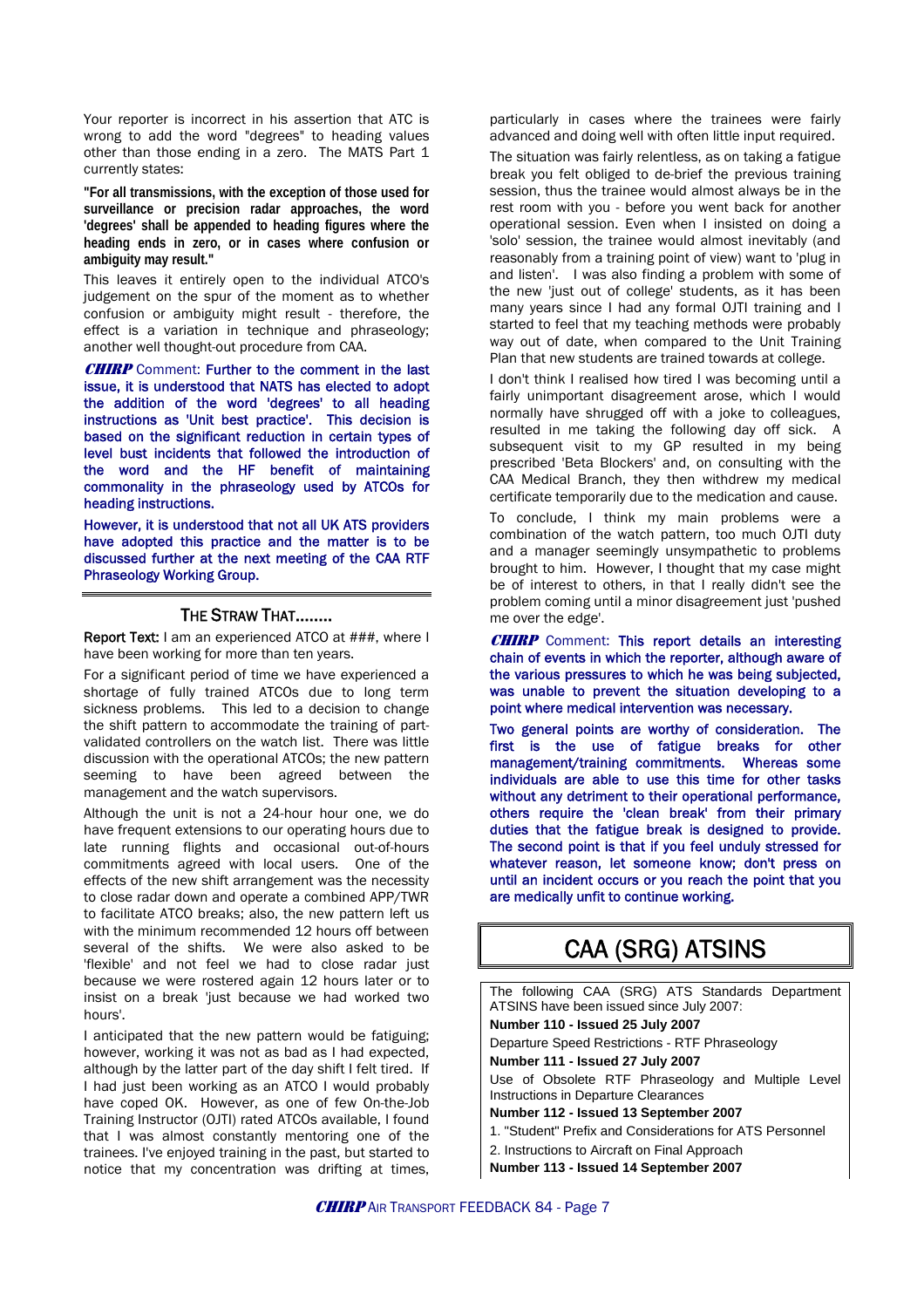Your reporter is incorrect in his assertion that ATC is wrong to add the word "degrees" to heading values other than those ending in a zero. The MATS Part 1 currently states:

**"For all transmissions, with the exception of those used for surveillance or precision radar approaches, the word 'degrees' shall be appended to heading figures where the heading ends in zero, or in cases where confusion or ambiguity may result."**

This leaves it entirely open to the individual ATCO's judgement on the spur of the moment as to whether confusion or ambiguity might result - therefore, the effect is a variation in technique and phraseology; another well thought-out procedure from CAA.

***CHIRP*** Comment: **Further to the comment in the last issue, it is understood that NATS has elected to adopt the addition of the word 'degrees' to all heading instructions as 'Unit best practice'. This decision is based on the significant reduction in certain types of level bust incidents that followed the introduction of the word and the HF benefit of maintaining commonality in the phraseology used by ATCOs for heading instructions.**

**However, it is understood that not all UK ATS providers have adopted this practice and the matter is to be discussed further at the next meeting of the CAA RTF Phraseology Working Group.**

## THE STRAW THAT........

**Report Text:** I am an experienced ATCO at ###, where I have been working for more than ten years.

For a significant period of time we have experienced a shortage of fully trained ATCOs due to long term sickness problems. This led to a decision to change the shift pattern to accommodate the training of part-validated controllers on the watch list. There was little discussion with the operational ATCOs; the new pattern seeming to have been agreed between the management and the watch supervisors.

Although the unit is not a 24-hour hour one, we do have frequent extensions to our operating hours due to late running flights and occasional out-of-hours commitments agreed with local users. One of the effects of the new shift arrangement was the necessity to close radar down and operate a combined APP/TWR to facilitate ATCO breaks; also, the new pattern left us with the minimum recommended 12 hours off between several of the shifts. We were also asked to be 'flexible' and not feel we had to close radar just because we were rostered again 12 hours later or to insist on a break 'just because we had worked two hours'.

I anticipated that the new pattern would be fatiguing; however, working it was not as bad as I had expected, although by the latter part of the day shift I felt tired. If I had just been working as an ATCO I would probably have coped OK. However, as one of few On-the-Job Training Instructor (OJTI) rated ATCOs available, I found that I was almost constantly mentoring one of the trainees. I've enjoyed training in the past, but started to notice that my concentration was drifting at times, particularly in cases where the trainees were fairly advanced and doing well with often little input required.

The situation was fairly relentless, as on taking a fatigue break you felt obliged to de-brief the previous training session, thus the trainee would almost always be in the rest room with you - before you went back for another operational session. Even when I insisted on doing a 'solo' session, the trainee would almost inevitably (and reasonably from a training point of view) want to 'plug in and listen'. I was also finding a problem with some of the new 'just out of college' students, as it has been many years since I had any formal OJTI training and I started to feel that my teaching methods were probably way out of date, when compared to the Unit Training Plan that new students are trained towards at college.

I don't think I realised how tired I was becoming until a fairly unimportant disagreement arose, which I would normally have shrugged off with a joke to colleagues, resulted in me taking the following day off sick. A subsequent visit to my GP resulted in my being prescribed 'Beta Blockers' and, on consulting with the CAA Medical Branch, they then withdrew my medical certificate temporarily due to the medication and cause.

To conclude, I think my main problems were a combination of the watch pattern, too much OJTI duty and a manager seemingly unsympathetic to problems brought to him. However, I thought that my case might be of interest to others, in that I really didn't see the problem coming until a minor disagreement just 'pushed me over the edge'.

***CHIRP*** Comment: **This report details an interesting chain of events in which the reporter, although aware of the various pressures to which he was being subjected, was unable to prevent the situation developing to a point where medical intervention was necessary.**

**Two general points are worthy of consideration. The first is the use of fatigue breaks for other management/training commitments. Whereas some individuals are able to use this time for other tasks without any detriment to their operational performance, others require the 'clean break' from their primary duties that the fatigue break is designed to provide. The second point is that if you feel unduly stressed for whatever reason, let someone know; don't press on until an incident occurs or you reach the point that you are medically unfit to continue working.**

## CAA (SRG) ATSINS

The following CAA (SRG) ATS Standards Department ATSINS have been issued since July 2007:

**Number 110 - Issued 25 July 2007**

Departure Speed Restrictions - RTF Phraseology

**Number 111 - Issued 27 July 2007**

Use of Obsolete RTF Phraseology and Multiple Level Instructions in Departure Clearances

**Number 112 - Issued 13 September 2007**

1. "Student" Prefix and Considerations for ATS Personnel

2. Instructions to Aircraft on Final Approach

**Number 113 - Issued 14 September 2007**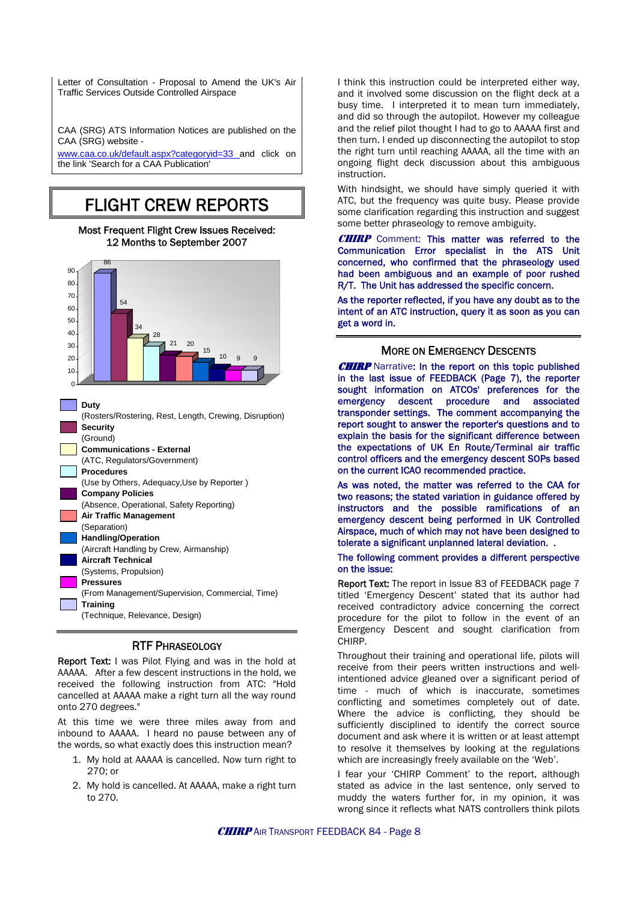Letter of Consultation - Proposal to Amend the UK's Air Traffic Services Outside Controlled Airspace

CAA (SRG) ATS Information Notices are published on the CAA (SRG) website - www.caa.co.uk/default.aspx?categoryid=33 and click on the link 'Search for a CAA Publication'

# FLIGHT CREW REPORTS

Most Frequent Flight Crew Issues Received: 12 Months to September 2007

| Issue | Number |
|---|---|
| **Duty** (Rosters/Rostering, Rest, Length, Crewing, Disruption) | 86 |
| **Security** (Ground) | 54 |
| **Communications - External** (ATC, Regulators/Government) | 34 |
| **Procedures** (Use by Others, Adequacy,Use by Reporter ) | 28 |
| **Company Policies** (Absence, Operational, Safety Reporting) | 21 |
| **Air Traffic Management** (Separation) | 20 |
| **Handling/Operation** (Aircraft Handling by Crew, Airmanship) | 15 |
| **Aircraft Technical** (Systems, Propulsion) | 10 |
| **Pressures** (From Management/Supervision, Commercial, Time) | 9 |
| **Training** (Technique, Relevance, Design) | 9 |

## RTF PHRASEOLOGY

**Report Text:** I was Pilot Flying and was in the hold at AAAAA. After a few descent instructions in the hold, we received the following instruction from ATC: "Hold cancelled at AAAAA make a right turn all the way round onto 270 degrees."

At this time we were three miles away from and inbound to AAAAA. I heard no pause between any of the words, so what exactly does this instruction mean?

1. My hold at AAAAA is cancelled. Now turn right to 270; or
2. My hold is cancelled. At AAAAA, make a right turn to 270.

I think this instruction could be interpreted either way, and it involved some discussion on the flight deck at a busy time. I interpreted it to mean turn immediately, and did so through the autopilot. However my colleague and the relief pilot thought I had to go to AAAAA first and then turn. I ended up disconnecting the autopilot to stop the right turn until reaching AAAAA, all the time with an ongoing flight deck discussion about this ambiguous instruction.

With hindsight, we should have simply queried it with ATC, but the frequency was quite busy. Please provide some clarification regarding this instruction and suggest some better phraseology to remove ambiguity.

***CHIRP*** Comment: This matter was referred to the Communication Error specialist in the ATS Unit concerned, who confirmed that the phraseology used had been ambiguous and an example of poor rushed R/T. The Unit has addressed the specific concern.

As the reporter reflected, if you have any doubt as to the intent of an ATC instruction, query it as soon as you can get a word in.

## MORE ON EMERGENCY DESCENTS

***CHIRP*** Narrative: In the report on this topic published in the last issue of FEEDBACK (Page 7), the reporter sought information on ATCOs' preferences for the emergency descent procedure and associated transponder settings. The comment accompanying the report sought to answer the reporter's questions and to explain the basis for the significant difference between the expectations of UK En Route/Terminal air traffic control officers and the emergency descent SOPs based on the current ICAO recommended practice.

As was noted, the matter was referred to the CAA for two reasons; the stated variation in guidance offered by instructors and the possible ramifications of an emergency descent being performed in UK Controlled Airspace, much of which may not have been designed to tolerate a significant unplanned lateral deviation. .

The following comment provides a different perspective on the issue:

**Report Text:** The report in Issue 83 of FEEDBACK page 7 titled 'Emergency Descent' stated that its author had received contradictory advice concerning the correct procedure for the pilot to follow in the event of an Emergency Descent and sought clarification from CHIRP.

Throughout their training and operational life, pilots will receive from their peers written instructions and well-intentioned advice gleaned over a significant period of time - much of which is inaccurate, sometimes conflicting and sometimes completely out of date. Where the advice is conflicting, they should be sufficiently disciplined to identify the correct source document and ask where it is written or at least attempt to resolve it themselves by looking at the regulations which are increasingly freely available on the 'Web'.

I fear your 'CHIRP Comment' to the report, although stated as advice in the last sentence, only served to muddy the waters further for, in my opinion, it was wrong since it reflects what NATS controllers think pilots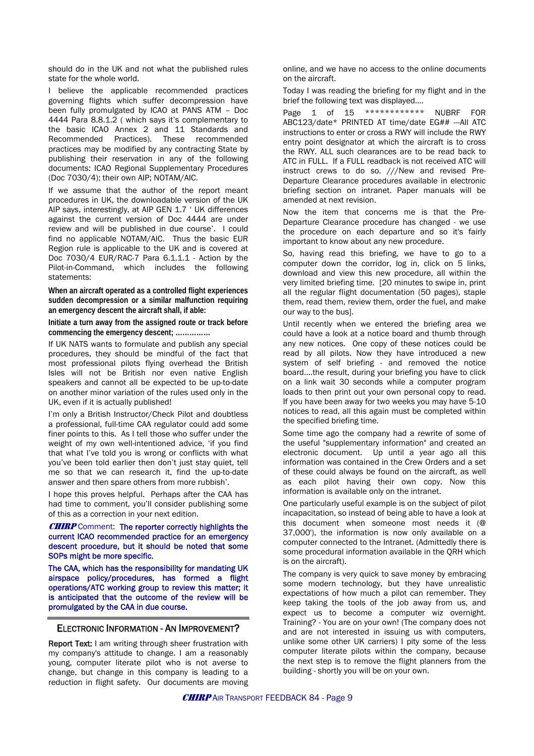should do in the UK and not what the published rules state for the whole world.

I believe the applicable recommended practices governing flights which suffer decompression have been fully promulgated by ICAO at PANS ATM – Doc 4444 Para 8.8.1.2 ( which says it's complementary to the basic ICAO Annex 2 and 11 Standards and Recommended Practices). These recommended practices may be modified by any contracting State by publishing their reservation in any of the following documents: ICAO Regional Supplementary Procedures (Doc 7030/4); their own AIP; NOTAM/AIC.

If we assume that the author of the report meant procedures in UK, the downloadable version of the UK AIP says, interestingly, at AIP GEN 1.7 ' UK differences against the current version of Doc 4444 are under review and will be published in due course'. I could find no applicable NOTAM/AIC. Thus the basic EUR Region rule is applicable to the UK and is covered at Doc 7030/4 EUR/RAC-7 Para 6.1.1.1 - Action by the Pilot-in-Command, which includes the following statements:

**When an aircraft operated as a controlled flight experiences sudden decompression or a similar malfunction requiring an emergency descent the aircraft shall, if able:**

**Initiate a turn away from the assigned route or track before commencing the emergency descent; ..............**

If UK NATS wants to formulate and publish any special procedures, they should be mindful of the fact that most professional pilots flying overhead the British Isles will not be British nor even native English speakers and cannot all be expected to be up-to-date on another minor variation of the rules used only in the UK, even if it is actually published!

I'm only a British Instructor/Check Pilot and doubtless a professional, full-time CAA regulator could add some finer points to this. As I tell those who suffer under the weight of my own well-intentioned advice, 'if you find that what I've told you is wrong or conflicts with what you've been told earlier then don't just stay quiet, tell me so that we can research it, find the up-to-date answer and then spare others from more rubbish'.

I hope this proves helpful. Perhaps after the CAA has had time to comment, you'll consider publishing some of this as a correction in your next edition.

***CHIRP*** Comment: The reporter correctly highlights the current ICAO recommended practice for an emergency descent procedure, but it should be noted that some SOPs might be more specific.

The CAA, which has the responsibility for mandating UK airspace policy/procedures, has formed a flight operations/ATC working group to review this matter; it is anticipated that the outcome of the review will be promulgated by the CAA in due course.

## ELECTRONIC INFORMATION - AN IMPROVEMENT?

**Report Text:** I am writing through sheer frustration with my company's attitude to change. I am a reasonably young, computer literate pilot who is not averse to change, but change in this company is leading to a reduction in flight safety. Our documents are moving online, and we have no access to the online documents on the aircraft.

Today I was reading the briefing for my flight and in the brief the following text was displayed....

Page 1 of 15 ************ NUBRF FOR ABC123/date* PRINTED AT time/date EG## ---All ATC instructions to enter or cross a RWY will include the RWY entry point designator at which the aircraft is to cross the RWY. ALL such clearances are to be read back to ATC in FULL. If a FULL readback is not received ATC will instruct crews to do so. ///New and revised Pre-Departure Clearance procedures available in electronic briefing section on intranet. Paper manuals will be amended at next revision.

Now the item that concerns me is that the Pre-Departure Clearance procedure has changed - we use the procedure on each departure and so it's fairly important to know about any new procedure.

So, having read this briefing, we have to go to a computer down the corridor, log in, click on 5 links, download and view this new procedure, all within the very limited briefing time. [20 minutes to swipe in, print all the regular flight documentation (50 pages), staple them, read them, review them, order the fuel, and make our way to the bus].

Until recently when we entered the briefing area we could have a look at a notice board and thumb through any new notices. One copy of these notices could be read by all pilots. Now they have introduced a new system of self briefing - and removed the notice board....the result, during your briefing you have to click on a link wait 30 seconds while a computer program loads to then print out your own personal copy to read. If you have been away for two weeks you may have 5-10 notices to read, all this again must be completed within the specified briefing time.

Some time ago the company had a rewrite of some of the useful "supplementary information" and created an electronic document. Up until a year ago all this information was contained in the Crew Orders and a set of these could always be found on the aircraft, as well as each pilot having their own copy. Now this information is available only on the intranet.

One particularly useful example is on the subject of pilot incapacitation, so instead of being able to have a look at this document when someone most needs it (@ 37,000'), the information is now only available on a computer connected to the Intranet. (Admittedly there is some procedural information available in the QRH which is on the aircraft).

The company is very quick to save money by embracing some modern technology, but they have unrealistic expectations of how much a pilot can remember. They keep taking the tools of the job away from us, and expect us to become a computer wiz overnight. Training? - You are on your own! (The company does not and are not interested in issuing us with computers, unlike some other UK carriers) I pity some of the less computer literate pilots within the company, because the next step is to remove the flight planners from the building - shortly you will be on your own.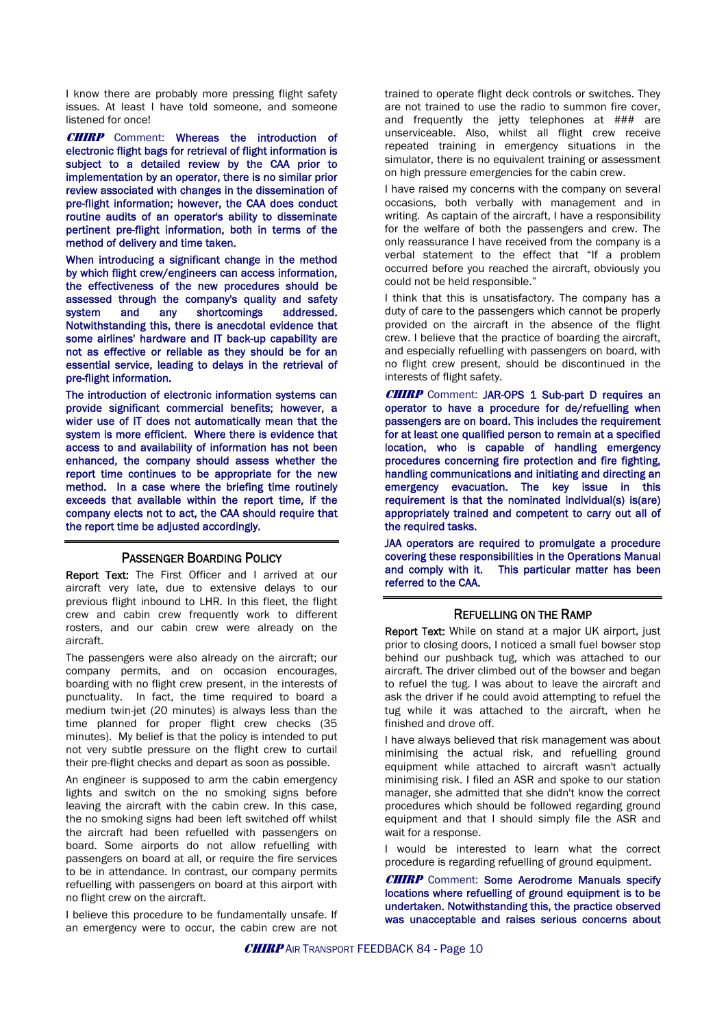I know there are probably more pressing flight safety issues. At least I have told someone, and someone listened for once!

***CHIRP*** Comment: Whereas the introduction of electronic flight bags for retrieval of flight information is subject to a detailed review by the CAA prior to implementation by an operator, there is no similar prior review associated with changes in the dissemination of pre-flight information; however, the CAA does conduct routine audits of an operator's ability to disseminate pertinent pre-flight information, both in terms of the method of delivery and time taken.

When introducing a significant change in the method by which flight crew/engineers can access information, the effectiveness of the new procedures should be assessed through the company's quality and safety system and any shortcomings addressed. Notwithstanding this, there is anecdotal evidence that some airlines' hardware and IT back-up capability are not as effective or reliable as they should be for an essential service, leading to delays in the retrieval of pre-flight information.

The introduction of electronic information systems can provide significant commercial benefits; however, a wider use of IT does not automatically mean that the system is more efficient. Where there is evidence that access to and availability of information has not been enhanced, the company should assess whether the report time continues to be appropriate for the new method. In a case where the briefing time routinely exceeds that available within the report time, if the company elects not to act, the CAA should require that the report time be adjusted accordingly.

## PASSENGER BOARDING POLICY

**Report Text:** The First Officer and I arrived at our aircraft very late, due to extensive delays to our previous flight inbound to LHR. In this fleet, the flight crew and cabin crew frequently work to different rosters, and our cabin crew were already on the aircraft.

The passengers were also already on the aircraft; our company permits, and on occasion encourages, boarding with no flight crew present, in the interests of punctuality. In fact, the time required to board a medium twin-jet (20 minutes) is always less than the time planned for proper flight crew checks (35 minutes). My belief is that the policy is intended to put not very subtle pressure on the flight crew to curtail their pre-flight checks and depart as soon as possible.

An engineer is supposed to arm the cabin emergency lights and switch on the no smoking signs before leaving the aircraft with the cabin crew. In this case, the no smoking signs had been left switched off whilst the aircraft had been refuelled with passengers on board. Some airports do not allow refuelling with passengers on board at all, or require the fire services to be in attendance. In contrast, our company permits refuelling with passengers on board at this airport with no flight crew on the aircraft.

I believe this procedure to be fundamentally unsafe. If an emergency were to occur, the cabin crew are not trained to operate flight deck controls or switches. They are not trained to use the radio to summon fire cover, and frequently the jetty telephones at ### are unserviceable. Also, whilst all flight crew receive repeated training in emergency situations in the simulator, there is no equivalent training or assessment on high pressure emergencies for the cabin crew.

I have raised my concerns with the company on several occasions, both verbally with management and in writing. As captain of the aircraft, I have a responsibility for the welfare of both the passengers and crew. The only reassurance I have received from the company is a verbal statement to the effect that "If a problem occurred before you reached the aircraft, obviously you could not be held responsible."

I think that this is unsatisfactory. The company has a duty of care to the passengers which cannot be properly provided on the aircraft in the absence of the flight crew. I believe that the practice of boarding the aircraft, and especially refuelling with passengers on board, with no flight crew present, should be discontinued in the interests of flight safety.

***CHIRP*** Comment: JAR-OPS 1 Sub-part D requires an operator to have a procedure for de/refuelling when passengers are on board. This includes the requirement for at least one qualified person to remain at a specified location, who is capable of handling emergency procedures concerning fire protection and fire fighting, handling communications and initiating and directing an emergency evacuation. The key issue in this requirement is that the nominated individual(s) is(are) appropriately trained and competent to carry out all of the required tasks.

JAA operators are required to promulgate a procedure covering these responsibilities in the Operations Manual and comply with it. This particular matter has been referred to the CAA.

## REFUELLING ON THE RAMP

**Report Text:** While on stand at a major UK airport, just prior to closing doors, I noticed a small fuel bowser stop behind our pushback tug, which was attached to our aircraft. The driver climbed out of the bowser and began to refuel the tug. I was about to leave the aircraft and ask the driver if he could avoid attempting to refuel the tug while it was attached to the aircraft, when he finished and drove off.

I have always believed that risk management was about minimising the actual risk, and refuelling ground equipment while attached to aircraft wasn't actually minimising risk. I filed an ASR and spoke to our station manager, she admitted that she didn't know the correct procedures which should be followed regarding ground equipment and that I should simply file the ASR and wait for a response.

I would be interested to learn what the correct procedure is regarding refuelling of ground equipment.

***CHIRP*** Comment: Some Aerodrome Manuals specify locations where refuelling of ground equipment is to be undertaken. Notwithstanding this, the practice observed was unacceptable and raises serious concerns about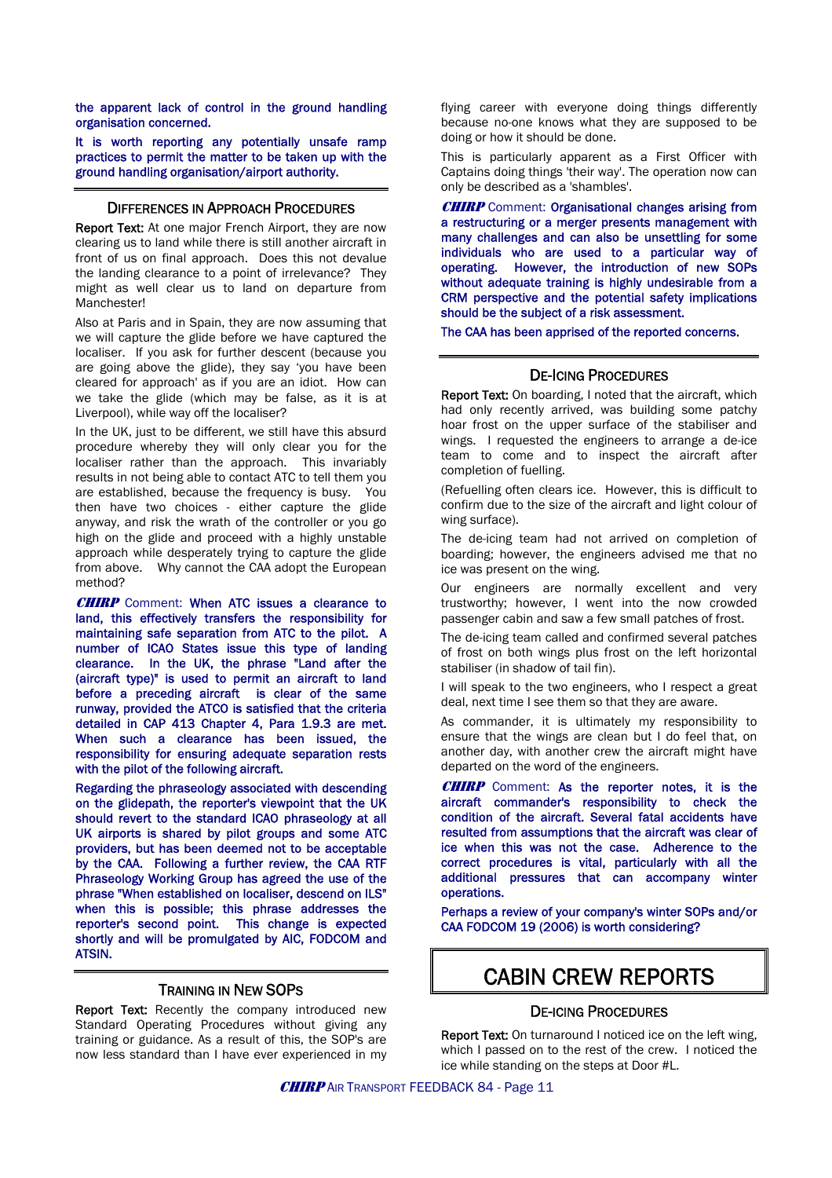the apparent lack of control in the ground handling organisation concerned.

It is worth reporting any potentially unsafe ramp practices to permit the matter to be taken up with the ground handling organisation/airport authority.

## Differences in Approach Procedures

**Report Text:** At one major French Airport, they are now clearing us to land while there is still another aircraft in front of us on final approach. Does this not devalue the landing clearance to a point of irrelevance? They might as well clear us to land on departure from Manchester!

Also at Paris and in Spain, they are now assuming that we will capture the glide before we have captured the localiser. If you ask for further descent (because you are going above the glide), they say 'you have been cleared for approach' as if you are an idiot. How can we take the glide (which may be false, as it is at Liverpool), while way off the localiser?

In the UK, just to be different, we still have this absurd procedure whereby they will only clear you for the localiser rather than the approach. This invariably results in not being able to contact ATC to tell them you are established, because the frequency is busy. You then have two choices - either capture the glide anyway, and risk the wrath of the controller or you go high on the glide and proceed with a highly unstable approach while desperately trying to capture the glide from above. Why cannot the CAA adopt the European method?

***CHIRP*** Comment: When ATC issues a clearance to land, this effectively transfers the responsibility for maintaining safe separation from ATC to the pilot. A number of ICAO States issue this type of landing clearance. In the UK, the phrase "Land after the (aircraft type)" is used to permit an aircraft to land before a preceding aircraft is clear of the same runway, provided the ATCO is satisfied that the criteria detailed in CAP 413 Chapter 4, Para 1.9.3 are met. When such a clearance has been issued, the responsibility for ensuring adequate separation rests with the pilot of the following aircraft.

Regarding the phraseology associated with descending on the glidepath, the reporter's viewpoint that the UK should revert to the standard ICAO phraseology at all UK airports is shared by pilot groups and some ATC providers, but has been deemed not to be acceptable by the CAA. Following a further review, the CAA RTF Phraseology Working Group has agreed the use of the phrase "When established on localiser, descend on ILS" when this is possible; this phrase addresses the reporter's second point. This change is expected shortly and will be promulgated by AIC, FODCOM and ATSIN.

## Training in New SOPs

**Report Text:** Recently the company introduced new Standard Operating Procedures without giving any training or guidance. As a result of this, the SOP's are now less standard than I have ever experienced in my flying career with everyone doing things differently because no-one knows what they are supposed to be doing or how it should be done.

This is particularly apparent as a First Officer with Captains doing things 'their way'. The operation now can only be described as a 'shambles'.

***CHIRP*** Comment: Organisational changes arising from a restructuring or a merger presents management with many challenges and can also be unsettling for some individuals who are used to a particular way of operating. However, the introduction of new SOPs without adequate training is highly undesirable from a CRM perspective and the potential safety implications should be the subject of a risk assessment.

The CAA has been apprised of the reported concerns.

## De-Icing Procedures

**Report Text:** On boarding, I noted that the aircraft, which had only recently arrived, was building some patchy hoar frost on the upper surface of the stabiliser and wings. I requested the engineers to arrange a de-ice team to come and to inspect the aircraft after completion of fuelling.

(Refuelling often clears ice. However, this is difficult to confirm due to the size of the aircraft and light colour of wing surface).

The de-icing team had not arrived on completion of boarding; however, the engineers advised me that no ice was present on the wing.

Our engineers are normally excellent and very trustworthy; however, I went into the now crowded passenger cabin and saw a few small patches of frost.

The de-icing team called and confirmed several patches of frost on both wings plus frost on the left horizontal stabiliser (in shadow of tail fin).

I will speak to the two engineers, who I respect a great deal, next time I see them so that they are aware.

As commander, it is ultimately my responsibility to ensure that the wings are clean but I do feel that, on another day, with another crew the aircraft might have departed on the word of the engineers.

***CHIRP*** Comment: As the reporter notes, it is the aircraft commander's responsibility to check the condition of the aircraft. Several fatal accidents have resulted from assumptions that the aircraft was clear of ice when this was not the case. Adherence to the correct procedures is vital, particularly with all the additional pressures that can accompany winter operations.

Perhaps a review of your company's winter SOPs and/or CAA FODCOM 19 (2006) is worth considering?

# CABIN CREW REPORTS

## De-Icing Procedures

**Report Text:** On turnaround I noticed ice on the left wing, which I passed on to the rest of the crew. I noticed the ice while standing on the steps at Door #L.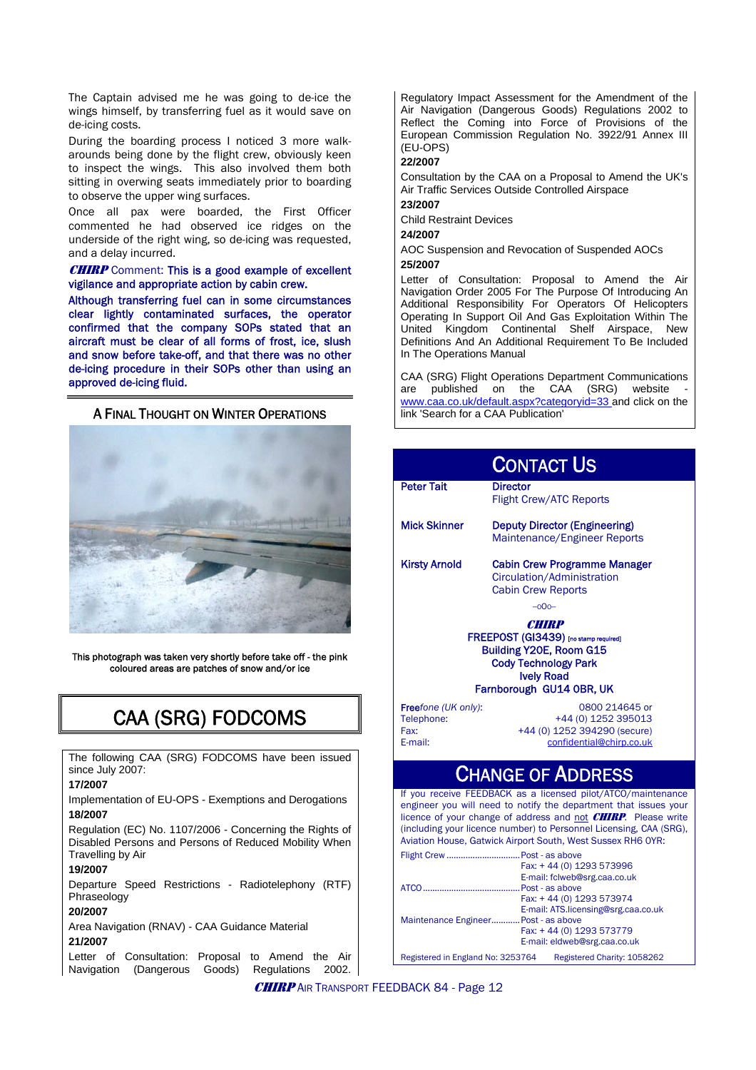The Captain advised me he was going to de-ice the wings himself, by transferring fuel as it would save on de-icing costs.

During the boarding process I noticed 3 more walk-arounds being done by the flight crew, obviously keen to inspect the wings. This also involved them both sitting in overwing seats immediately prior to boarding to observe the upper wing surfaces.

Once all pax were boarded, the First Officer commented he had observed ice ridges on the underside of the right wing, so de-icing was requested, and a delay incurred.

***CHIRP* Comment: This is a good example of excellent vigilance and appropriate action by cabin crew.**

**Although transferring fuel can in some circumstances clear lightly contaminated surfaces, the operator confirmed that the company SOPs stated that an aircraft must be clear of all forms of frost, ice, slush and snow before take-off, and that there was no other de-icing procedure in their SOPs other than using an approved de-icing fluid.**

## A Final Thought on Winter Operations

This photograph was taken very shortly before take off - the pink coloured areas are patches of snow and/or ice

# CAA (SRG) FODCOMS

The following CAA (SRG) FODCOMS have been issued since July 2007:

**17/2007**

Implementation of EU-OPS - Exemptions and Derogations

**18/2007**

Regulation (EC) No. 1107/2006 - Concerning the Rights of Disabled Persons and Persons of Reduced Mobility When Travelling by Air

**19/2007**

Departure Speed Restrictions - Radiotelephony (RTF) Phraseology

**20/2007**

Area Navigation (RNAV) - CAA Guidance Material

**21/2007**

Letter of Consultation: Proposal to Amend the Air Navigation (Dangerous Goods) Regulations 2002. Regulatory Impact Assessment for the Amendment of the Air Navigation (Dangerous Goods) Regulations 2002 to Reflect the Coming into Force of Provisions of the European Commission Regulation No. 3922/91 Annex III (EU-OPS)

**22/2007**

Consultation by the CAA on a Proposal to Amend the UK's Air Traffic Services Outside Controlled Airspace

**23/2007**

Child Restraint Devices

**24/2007**

AOC Suspension and Revocation of Suspended AOCs

**25/2007**

Letter of Consultation: Proposal to Amend the Air Navigation Order 2005 For The Purpose Of Introducing An Additional Responsibility For Operators Of Helicopters Operating In Support Oil And Gas Exploitation Within The United Kingdom Continental Shelf Airspace, New Definitions And An Additional Requirement To Be Included In The Operations Manual

CAA (SRG) Flight Operations Department Communications are published on the CAA (SRG) website - www.caa.co.uk/default.aspx?categoryid=33 and click on the link 'Search for a CAA Publication'

# Contact Us

| | |
|---|---|
| **Peter Tait** | **Director**<br>Flight Crew/ATC Reports |
| **Mick Skinner** | **Deputy Director (Engineering)**<br>Maintenance/Engineer Reports |
| **Kirsty Arnold** | **Cabin Crew Programme Manager**<br>Circulation/Administration<br>Cabin Crew Reports |

–oOo–

***CHIRP***
**FREEPOST (GI3439)** [no stamp required]
**Building Y20E, Room G15**
**Cody Technology Park**
**Ively Road**
**Farnborough GU14 0BR, UK**

| | |
|---|---|
| **Free***fone (UK only)*: | 0800 214645 or |
| Telephone: | +44 (0) 1252 395013 |
| Fax: | +44 (0) 1252 394290 (secure) |
| E-mail: | confidential@chirp.co.uk |

# Change of Address

If you receive FEEDBACK as a licensed pilot/ATCO/maintenance engineer you will need to notify the department that issues your licence of your change of address and not ***CHIRP***. Please write (including your licence number) to Personnel Licensing, CAA (SRG), Aviation House, Gatwick Airport South, West Sussex RH6 0YR:

| | |
|---|---|
| Flight Crew | Post - as above<br>Fax: + 44 (0) 1293 573996<br>E-mail: fclweb@srg.caa.co.uk |
| ATCO | Post - as above<br>Fax: + 44 (0) 1293 573974<br>E-mail: ATS.licensing@srg.caa.co.uk |
| Maintenance Engineer | Post - as above<br>Fax: + 44 (0) 1293 573779<br>E-mail: eldweb@srg.caa.co.uk |

Registered in England No: 3253764    Registered Charity: 1058262